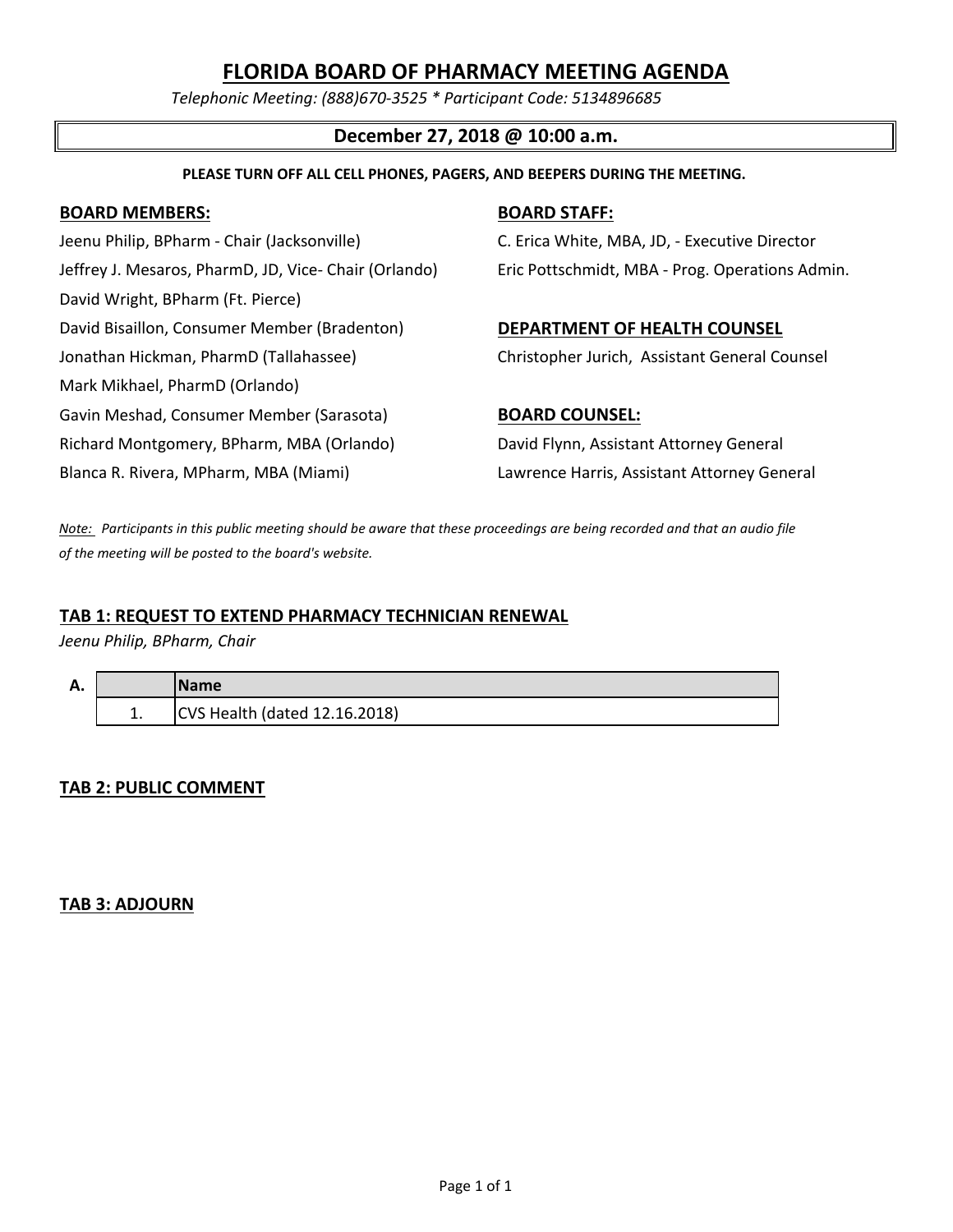# FLORIDA BOARD OF PHARMACY MEETING AGENDA

*Telephonic Meeting: (888)670-3525 * Participant Code: 5134896685*

## December 27, 2018 @ 10:00 a.m.

**PLEASE TURN OFF ALL CELL PHONES, PAGERS, AND BEEPERS DURING THE MEETING.**

**BOARD MEMBERS:**

Jeenu Philip, BPharm - Chair (Jacksonville)
Jeffrey J. Mesaros, PharmD, JD, Vice- Chair (Orlando)
David Wright, BPharm (Ft. Pierce)
David Bisaillon, Consumer Member (Bradenton)
Jonathan Hickman, PharmD (Tallahassee)
Mark Mikhael, PharmD (Orlando)
Gavin Meshad, Consumer Member (Sarasota)
Richard Montgomery, BPharm, MBA (Orlando)
Blanca R. Rivera, MPharm, MBA (Miami)

**BOARD STAFF:**

C. Erica White, MBA, JD, - Executive Director
Eric Pottschmidt, MBA - Prog. Operations Admin.

**DEPARTMENT OF HEALTH COUNSEL**

Christopher Jurich, Assistant General Counsel

**BOARD COUNSEL:**

David Flynn, Assistant Attorney General
Lawrence Harris, Assistant Attorney General

*Note: Participants in this public meeting should be aware that these proceedings are being recorded and that an audio file of the meeting will be posted to the board's website.*

**TAB 1: REQUEST TO EXTEND PHARMACY TECHNICIAN RENEWAL**

*Jeenu Philip, BPharm, Chair*

| A. | | Name |
|---|---|---|
| | 1. | CVS Health (dated 12.16.2018) |

**TAB 2: PUBLIC COMMENT**

**TAB 3: ADJOURN**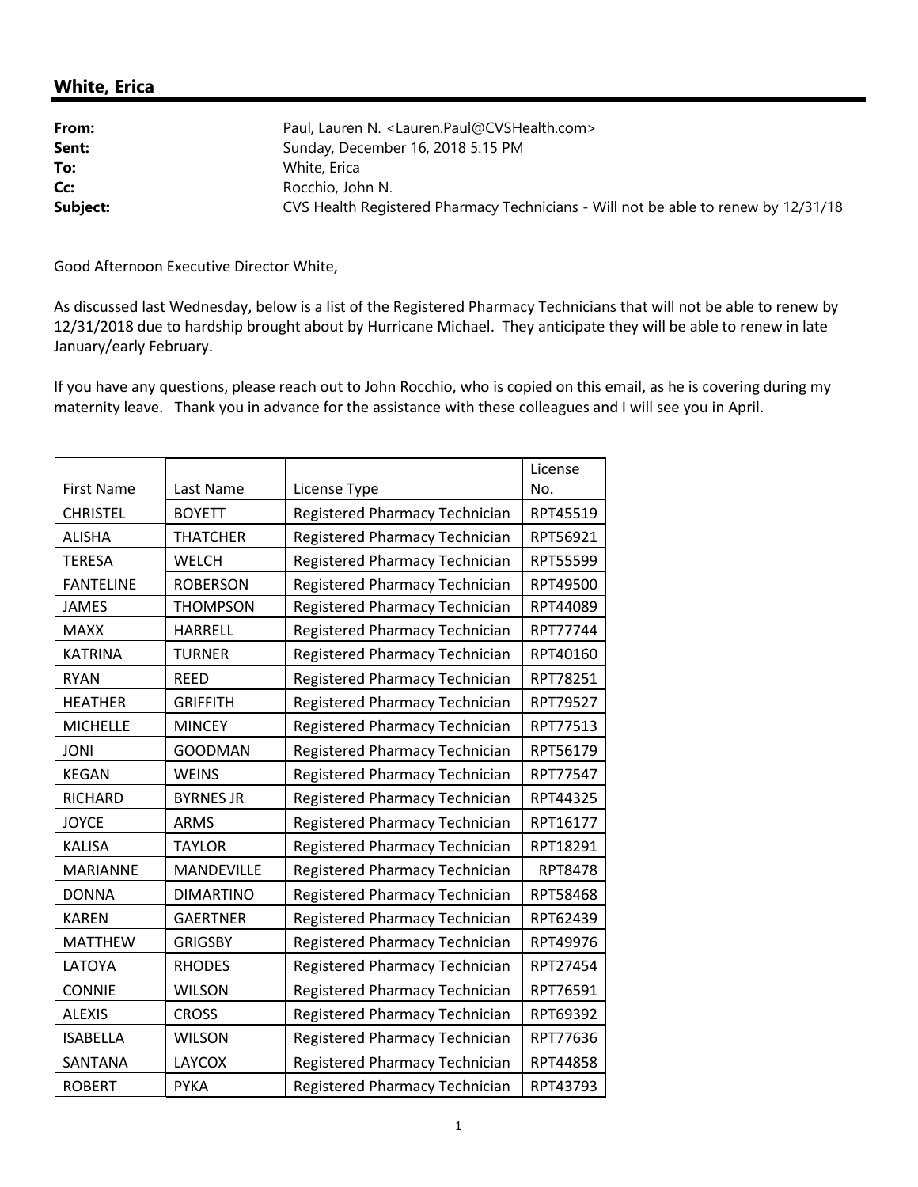## White, Erica

| | |
|---|---|
| **From:** | Paul, Lauren N. <Lauren.Paul@CVSHealth.com> |
| **Sent:** | Sunday, December 16, 2018 5:15 PM |
| **To:** | White, Erica |
| **Cc:** | Rocchio, John N. |
| **Subject:** | CVS Health Registered Pharmacy Technicians - Will not be able to renew by 12/31/18 |

Good Afternoon Executive Director White,

As discussed last Wednesday, below is a list of the Registered Pharmacy Technicians that will not be able to renew by 12/31/2018 due to hardship brought about by Hurricane Michael. They anticipate they will be able to renew in late January/early February.

If you have any questions, please reach out to John Rocchio, who is copied on this email, as he is covering during my maternity leave. Thank you in advance for the assistance with these colleagues and I will see you in April.

| First Name | Last Name | License Type | License No. |
|---|---|---|---|
| CHRISTEL | BOYETT | Registered Pharmacy Technician | RPT45519 |
| ALISHA | THATCHER | Registered Pharmacy Technician | RPT56921 |
| TERESA | WELCH | Registered Pharmacy Technician | RPT55599 |
| FANTELINE | ROBERSON | Registered Pharmacy Technician | RPT49500 |
| JAMES | THOMPSON | Registered Pharmacy Technician | RPT44089 |
| MAXX | HARRELL | Registered Pharmacy Technician | RPT77744 |
| KATRINA | TURNER | Registered Pharmacy Technician | RPT40160 |
| RYAN | REED | Registered Pharmacy Technician | RPT78251 |
| HEATHER | GRIFFITH | Registered Pharmacy Technician | RPT79527 |
| MICHELLE | MINCEY | Registered Pharmacy Technician | RPT77513 |
| JONI | GOODMAN | Registered Pharmacy Technician | RPT56179 |
| KEGAN | WEINS | Registered Pharmacy Technician | RPT77547 |
| RICHARD | BYRNES JR | Registered Pharmacy Technician | RPT44325 |
| JOYCE | ARMS | Registered Pharmacy Technician | RPT16177 |
| KALISA | TAYLOR | Registered Pharmacy Technician | RPT18291 |
| MARIANNE | MANDEVILLE | Registered Pharmacy Technician | RPT8478 |
| DONNA | DIMARTINO | Registered Pharmacy Technician | RPT58468 |
| KAREN | GAERTNER | Registered Pharmacy Technician | RPT62439 |
| MATTHEW | GRIGSBY | Registered Pharmacy Technician | RPT49976 |
| LATOYA | RHODES | Registered Pharmacy Technician | RPT27454 |
| CONNIE | WILSON | Registered Pharmacy Technician | RPT76591 |
| ALEXIS | CROSS | Registered Pharmacy Technician | RPT69392 |
| ISABELLA | WILSON | Registered Pharmacy Technician | RPT77636 |
| SANTANA | LAYCOX | Registered Pharmacy Technician | RPT44858 |
| ROBERT | PYKA | Registered Pharmacy Technician | RPT43793 |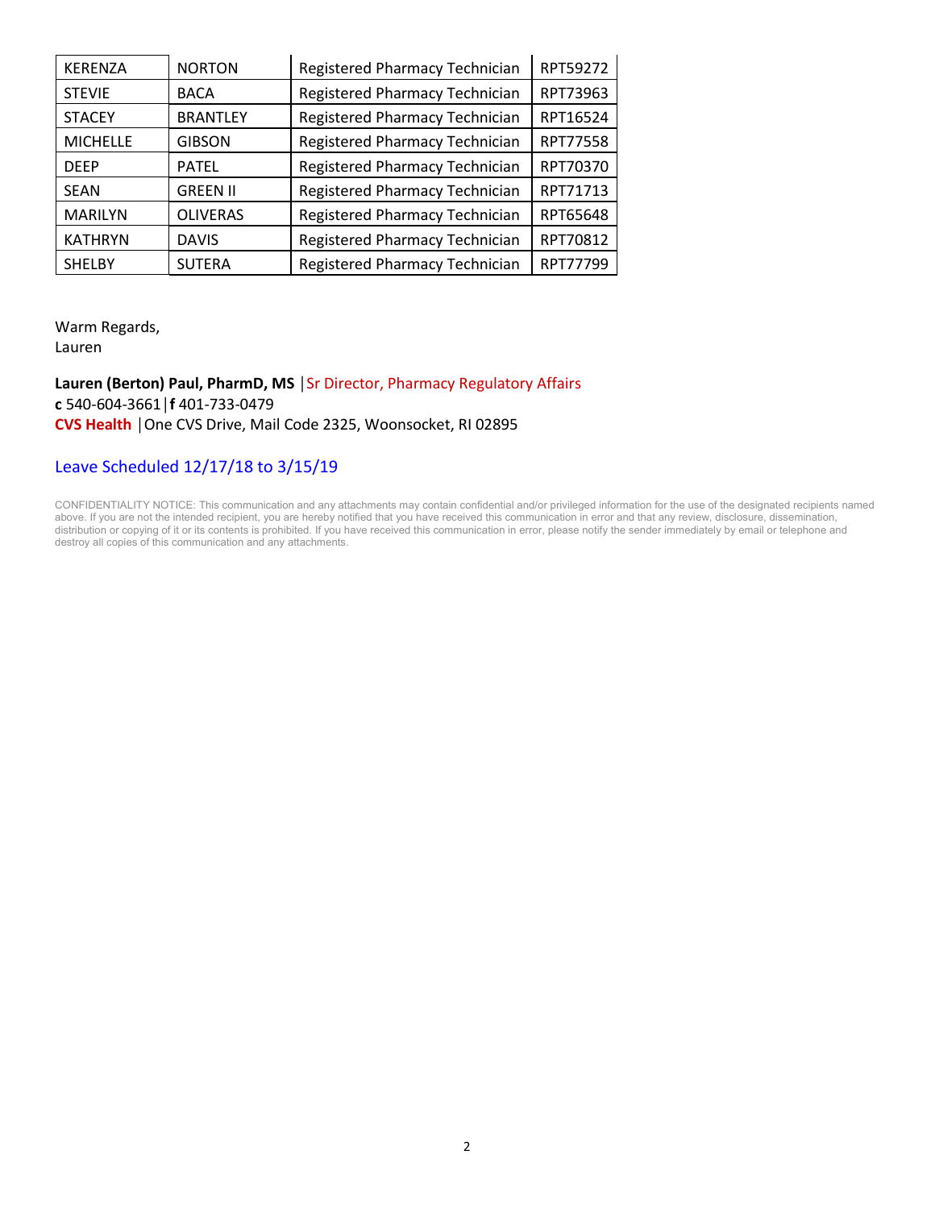| KERENZA | NORTON | Registered Pharmacy Technician | RPT59272 |
|---|---|---|---|
| STEVIE | BACA | Registered Pharmacy Technician | RPT73963 |
| STACEY | BRANTLEY | Registered Pharmacy Technician | RPT16524 |
| MICHELLE | GIBSON | Registered Pharmacy Technician | RPT77558 |
| DEEP | PATEL | Registered Pharmacy Technician | RPT70370 |
| SEAN | GREEN II | Registered Pharmacy Technician | RPT71713 |
| MARILYN | OLIVERAS | Registered Pharmacy Technician | RPT65648 |
| KATHRYN | DAVIS | Registered Pharmacy Technician | RPT70812 |
| SHELBY | SUTERA | Registered Pharmacy Technician | RPT77799 |

Warm Regards,
Lauren

**Lauren (Berton) Paul, PharmD, MS** |Sr Director, Pharmacy Regulatory Affairs
**c** 540-604-3661|**f** 401-733-0479
**CVS Health** |One CVS Drive, Mail Code 2325, Woonsocket, RI 02895

Leave Scheduled 12/17/18 to 3/15/19

CONFIDENTIALITY NOTICE: This communication and any attachments may contain confidential and/or privileged information for the use of the designated recipients named above. If you are not the intended recipient, you are hereby notified that you have received this communication in error and that any review, disclosure, dissemination, distribution or copying of it or its contents is prohibited. If you have received this communication in error, please notify the sender immediately by email or telephone and destroy all copies of this communication and any attachments.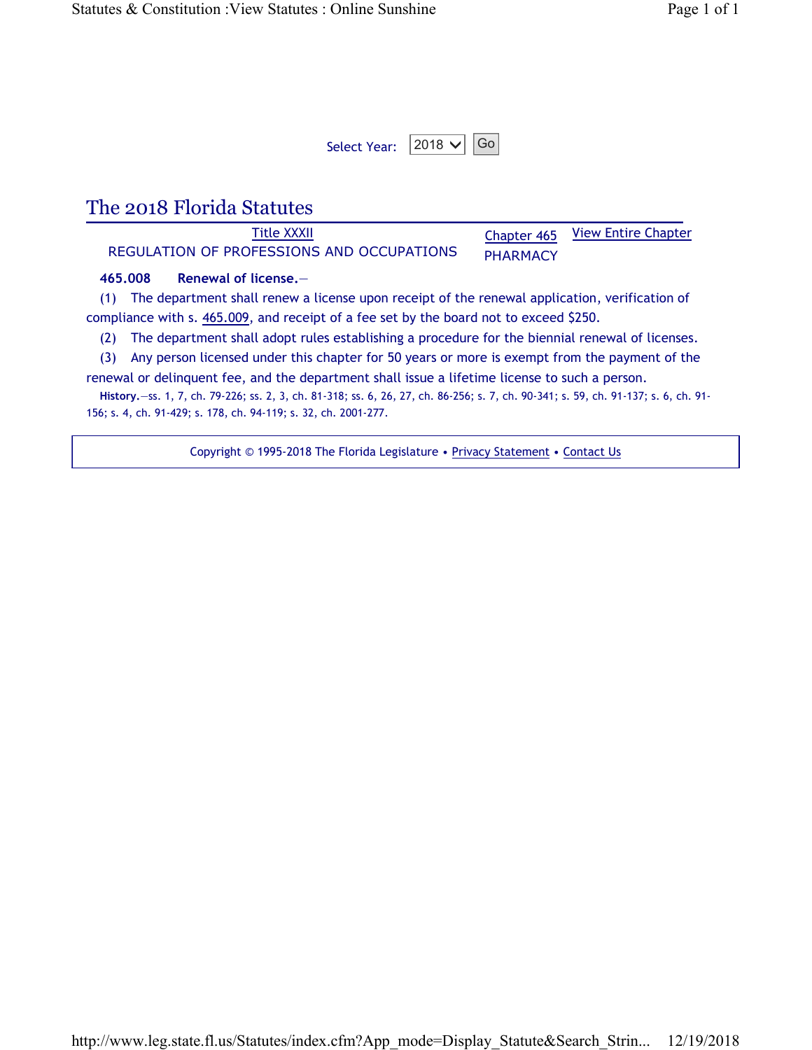Select Year: 2018 Go

# The 2018 Florida Statutes

Title XXXII
REGULATION OF PROFESSIONS AND OCCUPATIONS

Chapter 465
PHARMACY

View Entire Chapter

**465.008 Renewal of license.**—

(1) The department shall renew a license upon receipt of the renewal application, verification of compliance with s. 465.009, and receipt of a fee set by the board not to exceed $250.

(2) The department shall adopt rules establishing a procedure for the biennial renewal of licenses.

(3) Any person licensed under this chapter for 50 years or more is exempt from the payment of the renewal or delinquent fee, and the department shall issue a lifetime license to such a person.

**History.**—ss. 1, 7, ch. 79-226; ss. 2, 3, ch. 81-318; ss. 6, 26, 27, ch. 86-256; s. 7, ch. 90-341; s. 59, ch. 91-137; s. 6, ch. 91-156; s. 4, ch. 91-429; s. 178, ch. 94-119; s. 32, ch. 2001-277.

Copyright © 1995-2018 The Florida Legislature • Privacy Statement • Contact Us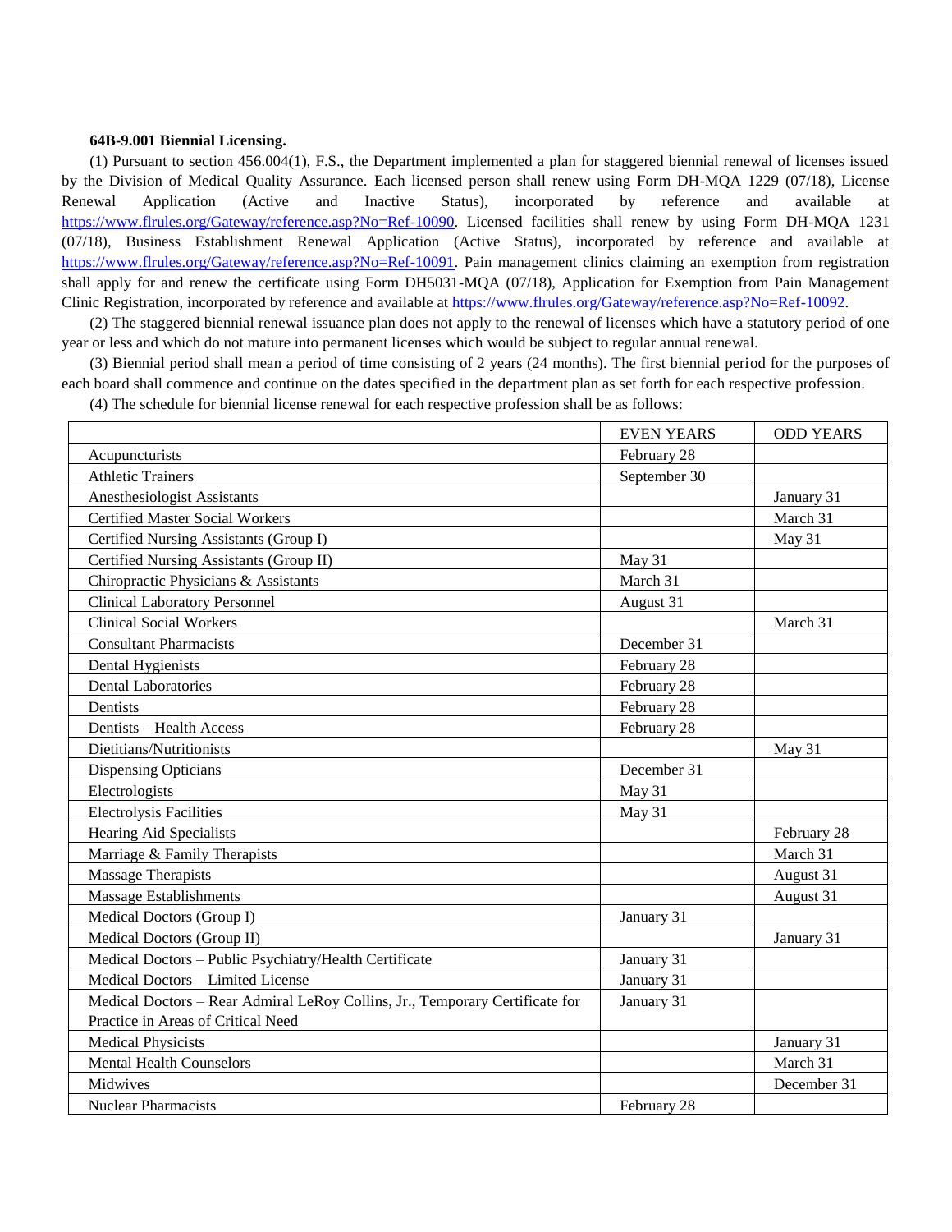**64B-9.001 Biennial Licensing.**

(1) Pursuant to section 456.004(1), F.S., the Department implemented a plan for staggered biennial renewal of licenses issued by the Division of Medical Quality Assurance. Each licensed person shall renew using Form DH-MQA 1229 (07/18), License Renewal Application (Active and Inactive Status), incorporated by reference and available at https://www.flrules.org/Gateway/reference.asp?No=Ref-10090. Licensed facilities shall renew by using Form DH-MQA 1231 (07/18), Business Establishment Renewal Application (Active Status), incorporated by reference and available at https://www.flrules.org/Gateway/reference.asp?No=Ref-10091. Pain management clinics claiming an exemption from registration shall apply for and renew the certificate using Form DH5031-MQA (07/18), Application for Exemption from Pain Management Clinic Registration, incorporated by reference and available at https://www.flrules.org/Gateway/reference.asp?No=Ref-10092.

(2) The staggered biennial renewal issuance plan does not apply to the renewal of licenses which have a statutory period of one year or less and which do not mature into permanent licenses which would be subject to regular annual renewal.

(3) Biennial period shall mean a period of time consisting of 2 years (24 months). The first biennial period for the purposes of each board shall commence and continue on the dates specified in the department plan as set forth for each respective profession.

(4) The schedule for biennial license renewal for each respective profession shall be as follows:

| | EVEN YEARS | ODD YEARS |
|---|---|---|
| Acupuncturists | February 28 | |
| Athletic Trainers | September 30 | |
| Anesthesiologist Assistants | | January 31 |
| Certified Master Social Workers | | March 31 |
| Certified Nursing Assistants (Group I) | | May 31 |
| Certified Nursing Assistants (Group II) | May 31 | |
| Chiropractic Physicians & Assistants | March 31 | |
| Clinical Laboratory Personnel | August 31 | |
| Clinical Social Workers | | March 31 |
| Consultant Pharmacists | December 31 | |
| Dental Hygienists | February 28 | |
| Dental Laboratories | February 28 | |
| Dentists | February 28 | |
| Dentists – Health Access | February 28 | |
| Dietitians/Nutritionists | | May 31 |
| Dispensing Opticians | December 31 | |
| Electrologists | May 31 | |
| Electrolysis Facilities | May 31 | |
| Hearing Aid Specialists | | February 28 |
| Marriage & Family Therapists | | March 31 |
| Massage Therapists | | August 31 |
| Massage Establishments | | August 31 |
| Medical Doctors (Group I) | January 31 | |
| Medical Doctors (Group II) | | January 31 |
| Medical Doctors – Public Psychiatry/Health Certificate | January 31 | |
| Medical Doctors – Limited License | January 31 | |
| Medical Doctors – Rear Admiral LeRoy Collins, Jr., Temporary Certificate for Practice in Areas of Critical Need | January 31 | |
| Medical Physicists | | January 31 |
| Mental Health Counselors | | March 31 |
| Midwives | | December 31 |
| Nuclear Pharmacists | February 28 | |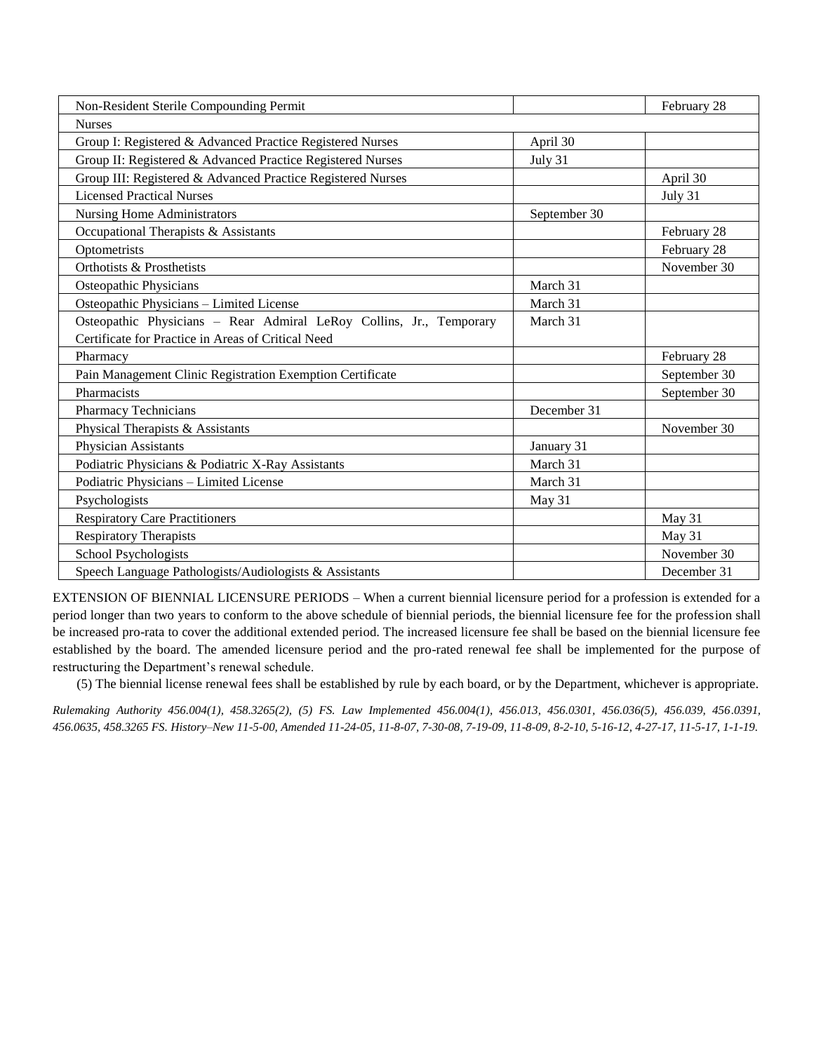| | | |
|---|---|---|
| Non-Resident Sterile Compounding Permit | | February 28 |
| Nurses | | |
| Group I: Registered & Advanced Practice Registered Nurses | April 30 | |
| Group II: Registered & Advanced Practice Registered Nurses | July 31 | |
| Group III: Registered & Advanced Practice Registered Nurses | | April 30 |
| Licensed Practical Nurses | | July 31 |
| Nursing Home Administrators | September 30 | |
| Occupational Therapists & Assistants | | February 28 |
| Optometrists | | February 28 |
| Orthotists & Prosthetists | | November 30 |
| Osteopathic Physicians | March 31 | |
| Osteopathic Physicians – Limited License | March 31 | |
| Osteopathic Physicians – Rear Admiral LeRoy Collins, Jr., Temporary Certificate for Practice in Areas of Critical Need | March 31 | |
| Pharmacy | | February 28 |
| Pain Management Clinic Registration Exemption Certificate | | September 30 |
| Pharmacists | | September 30 |
| Pharmacy Technicians | December 31 | |
| Physical Therapists & Assistants | | November 30 |
| Physician Assistants | January 31 | |
| Podiatric Physicians & Podiatric X-Ray Assistants | March 31 | |
| Podiatric Physicians – Limited License | March 31 | |
| Psychologists | May 31 | |
| Respiratory Care Practitioners | | May 31 |
| Respiratory Therapists | | May 31 |
| School Psychologists | | November 30 |
| Speech Language Pathologists/Audiologists & Assistants | | December 31 |

EXTENSION OF BIENNIAL LICENSURE PERIODS – When a current biennial licensure period for a profession is extended for a period longer than two years to conform to the above schedule of biennial periods, the biennial licensure fee for the profession shall be increased pro-rata to cover the additional extended period. The increased licensure fee shall be based on the biennial licensure fee established by the board. The amended licensure period and the pro-rated renewal fee shall be implemented for the purpose of restructuring the Department's renewal schedule.

(5) The biennial license renewal fees shall be established by rule by each board, or by the Department, whichever is appropriate.

*Rulemaking Authority 456.004(1), 458.3265(2), (5) FS. Law Implemented 456.004(1), 456.013, 456.0301, 456.036(5), 456.039, 456.0391, 456.0635, 458.3265 FS. History–New 11-5-00, Amended 11-24-05, 11-8-07, 7-30-08, 7-19-09, 11-8-09, 8-2-10, 5-16-12, 4-27-17, 11-5-17, 1-1-19.*